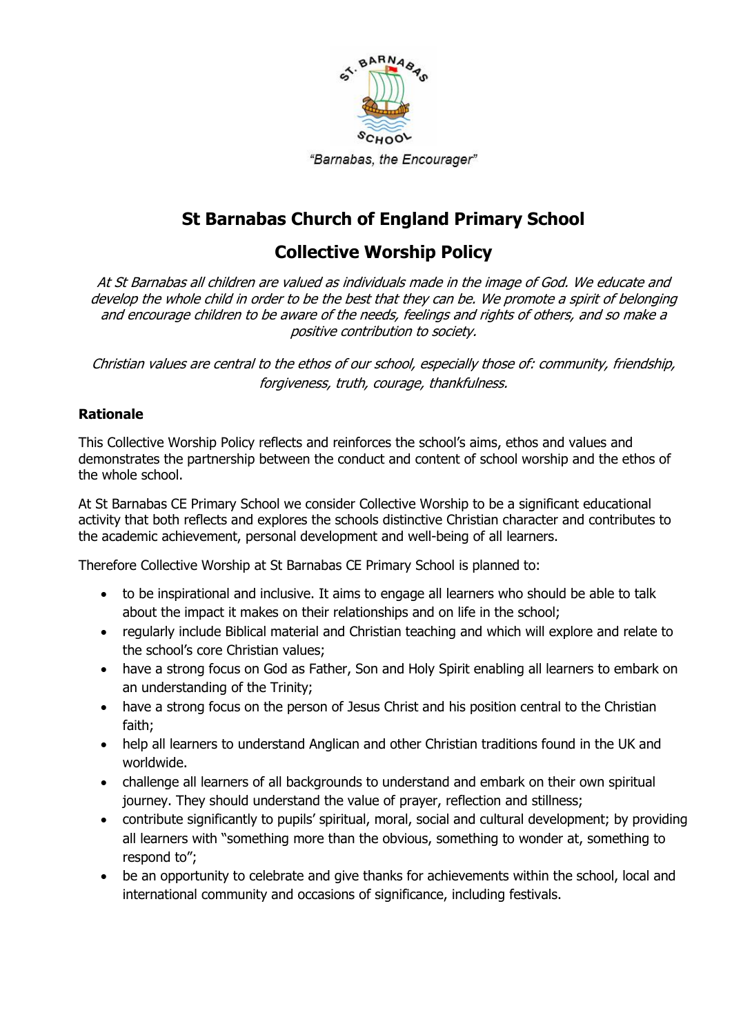*"Barnabas, the Encourager"*

# St Barnabas Church of England Primary School

# Collective Worship Policy

*At St Barnabas all children are valued as individuals made in the image of God. We educate and develop the whole child in order to be the best that they can be. We promote a spirit of belonging and encourage children to be aware of the needs, feelings and rights of others, and so make a positive contribution to society.*

*Christian values are central to the ethos of our school, especially those of: community, friendship, forgiveness, truth, courage, thankfulness.*

### Rationale

This Collective Worship Policy reflects and reinforces the school's aims, ethos and values and demonstrates the partnership between the conduct and content of school worship and the ethos of the whole school.

At St Barnabas CE Primary School we consider Collective Worship to be a significant educational activity that both reflects and explores the schools distinctive Christian character and contributes to the academic achievement, personal development and well-being of all learners.

Therefore Collective Worship at St Barnabas CE Primary School is planned to:

- to be inspirational and inclusive. It aims to engage all learners who should be able to talk about the impact it makes on their relationships and on life in the school;
- regularly include Biblical material and Christian teaching and which will explore and relate to the school's core Christian values;
- have a strong focus on God as Father, Son and Holy Spirit enabling all learners to embark on an understanding of the Trinity;
- have a strong focus on the person of Jesus Christ and his position central to the Christian faith;
- help all learners to understand Anglican and other Christian traditions found in the UK and worldwide.
- challenge all learners of all backgrounds to understand and embark on their own spiritual journey. They should understand the value of prayer, reflection and stillness;
- contribute significantly to pupils' spiritual, moral, social and cultural development; by providing all learners with "something more than the obvious, something to wonder at, something to respond to";
- be an opportunity to celebrate and give thanks for achievements within the school, local and international community and occasions of significance, including festivals.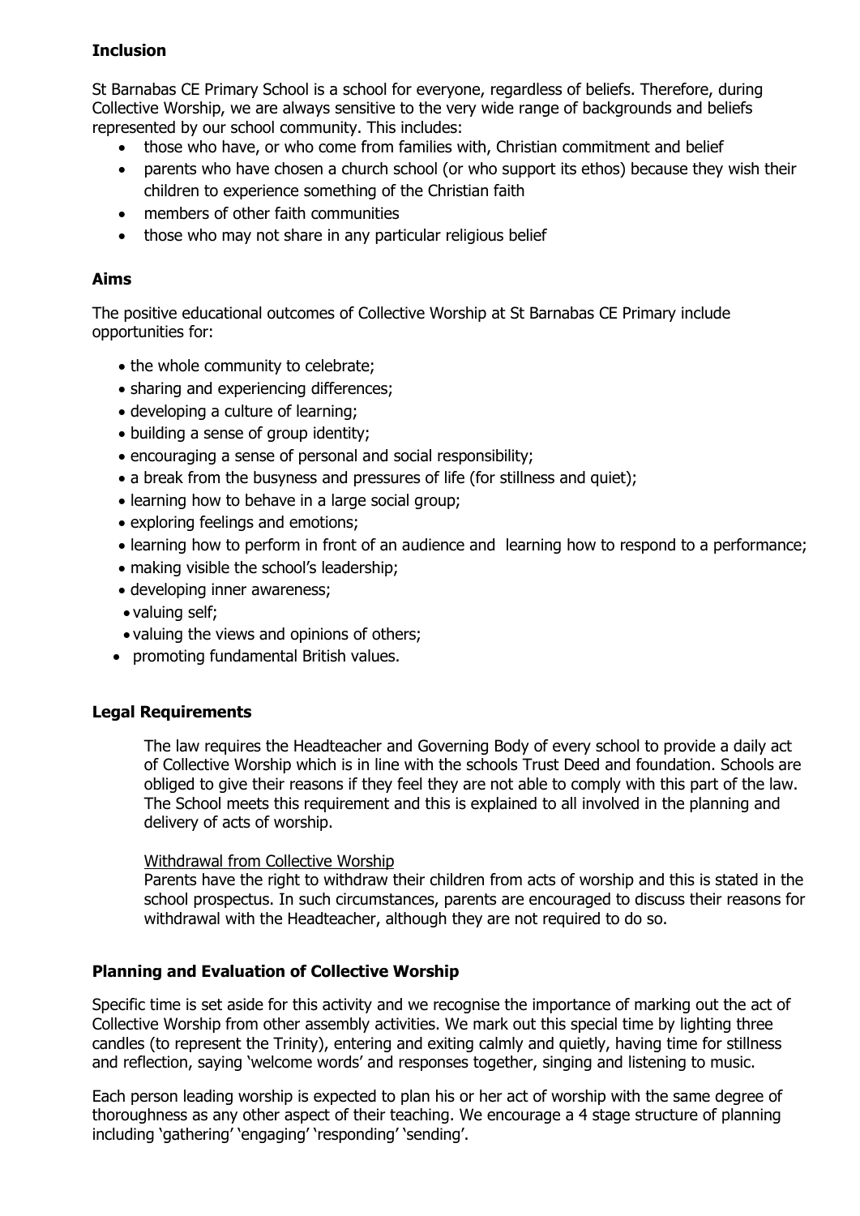## Inclusion

St Barnabas CE Primary School is a school for everyone, regardless of beliefs. Therefore, during Collective Worship, we are always sensitive to the very wide range of backgrounds and beliefs represented by our school community. This includes:

- those who have, or who come from families with, Christian commitment and belief
- parents who have chosen a church school (or who support its ethos) because they wish their children to experience something of the Christian faith
- members of other faith communities
- those who may not share in any particular religious belief

## Aims

The positive educational outcomes of Collective Worship at St Barnabas CE Primary include opportunities for:

- the whole community to celebrate;
- sharing and experiencing differences;
- developing a culture of learning;
- building a sense of group identity;
- encouraging a sense of personal and social responsibility;
- a break from the busyness and pressures of life (for stillness and quiet);
- learning how to behave in a large social group;
- exploring feelings and emotions;
- learning how to perform in front of an audience and learning how to respond to a performance;
- making visible the school's leadership;
- developing inner awareness;
- valuing self;
- valuing the views and opinions of others;
- promoting fundamental British values.

## Legal Requirements

The law requires the Headteacher and Governing Body of every school to provide a daily act of Collective Worship which is in line with the schools Trust Deed and foundation. Schools are obliged to give their reasons if they feel they are not able to comply with this part of the law. The School meets this requirement and this is explained to all involved in the planning and delivery of acts of worship.

<u>Withdrawal from Collective Worship</u>

Parents have the right to withdraw their children from acts of worship and this is stated in the school prospectus. In such circumstances, parents are encouraged to discuss their reasons for withdrawal with the Headteacher, although they are not required to do so.

## Planning and Evaluation of Collective Worship

Specific time is set aside for this activity and we recognise the importance of marking out the act of Collective Worship from other assembly activities. We mark out this special time by lighting three candles (to represent the Trinity), entering and exiting calmly and quietly, having time for stillness and reflection, saying 'welcome words' and responses together, singing and listening to music.

Each person leading worship is expected to plan his or her act of worship with the same degree of thoroughness as any other aspect of their teaching. We encourage a 4 stage structure of planning including 'gathering' 'engaging' 'responding' 'sending'.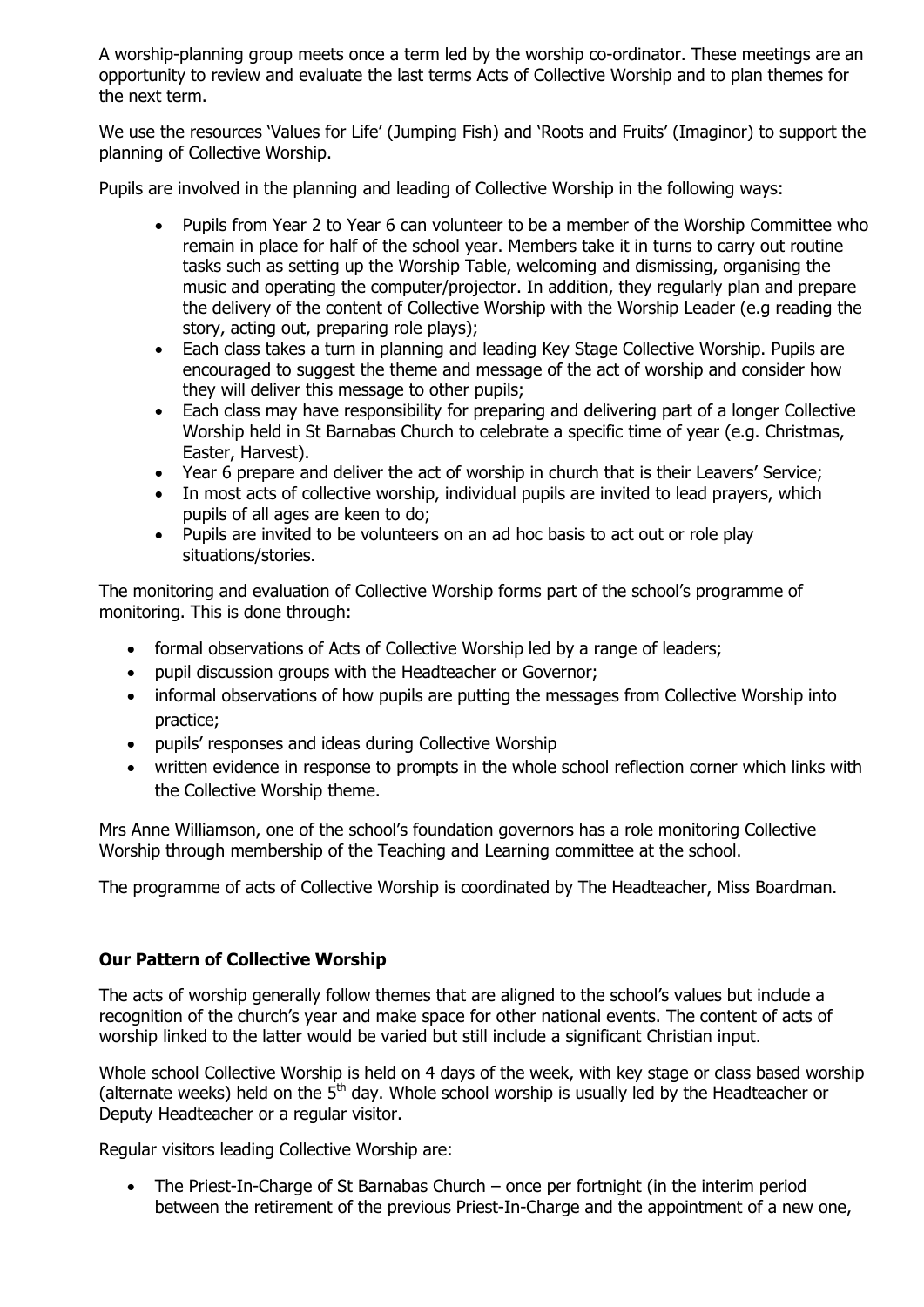A worship-planning group meets once a term led by the worship co-ordinator. These meetings are an opportunity to review and evaluate the last terms Acts of Collective Worship and to plan themes for the next term.

We use the resources 'Values for Life' (Jumping Fish) and 'Roots and Fruits' (Imaginor) to support the planning of Collective Worship.

Pupils are involved in the planning and leading of Collective Worship in the following ways:

- Pupils from Year 2 to Year 6 can volunteer to be a member of the Worship Committee who remain in place for half of the school year. Members take it in turns to carry out routine tasks such as setting up the Worship Table, welcoming and dismissing, organising the music and operating the computer/projector. In addition, they regularly plan and prepare the delivery of the content of Collective Worship with the Worship Leader (e.g reading the story, acting out, preparing role plays);
- Each class takes a turn in planning and leading Key Stage Collective Worship. Pupils are encouraged to suggest the theme and message of the act of worship and consider how they will deliver this message to other pupils;
- Each class may have responsibility for preparing and delivering part of a longer Collective Worship held in St Barnabas Church to celebrate a specific time of year (e.g. Christmas, Easter, Harvest).
- Year 6 prepare and deliver the act of worship in church that is their Leavers' Service;
- In most acts of collective worship, individual pupils are invited to lead prayers, which pupils of all ages are keen to do;
- Pupils are invited to be volunteers on an ad hoc basis to act out or role play situations/stories.

The monitoring and evaluation of Collective Worship forms part of the school's programme of monitoring. This is done through:

- formal observations of Acts of Collective Worship led by a range of leaders;
- pupil discussion groups with the Headteacher or Governor;
- informal observations of how pupils are putting the messages from Collective Worship into practice;
- pupils' responses and ideas during Collective Worship
- written evidence in response to prompts in the whole school reflection corner which links with the Collective Worship theme.

Mrs Anne Williamson, one of the school's foundation governors has a role monitoring Collective Worship through membership of the Teaching and Learning committee at the school.

The programme of acts of Collective Worship is coordinated by The Headteacher, Miss Boardman.

**Our Pattern of Collective Worship**

The acts of worship generally follow themes that are aligned to the school's values but include a recognition of the church's year and make space for other national events. The content of acts of worship linked to the latter would be varied but still include a significant Christian input.

Whole school Collective Worship is held on 4 days of the week, with key stage or class based worship (alternate weeks) held on the 5th day. Whole school worship is usually led by the Headteacher or Deputy Headteacher or a regular visitor.

Regular visitors leading Collective Worship are:

- The Priest-In-Charge of St Barnabas Church – once per fortnight (in the interim period between the retirement of the previous Priest-In-Charge and the appointment of a new one,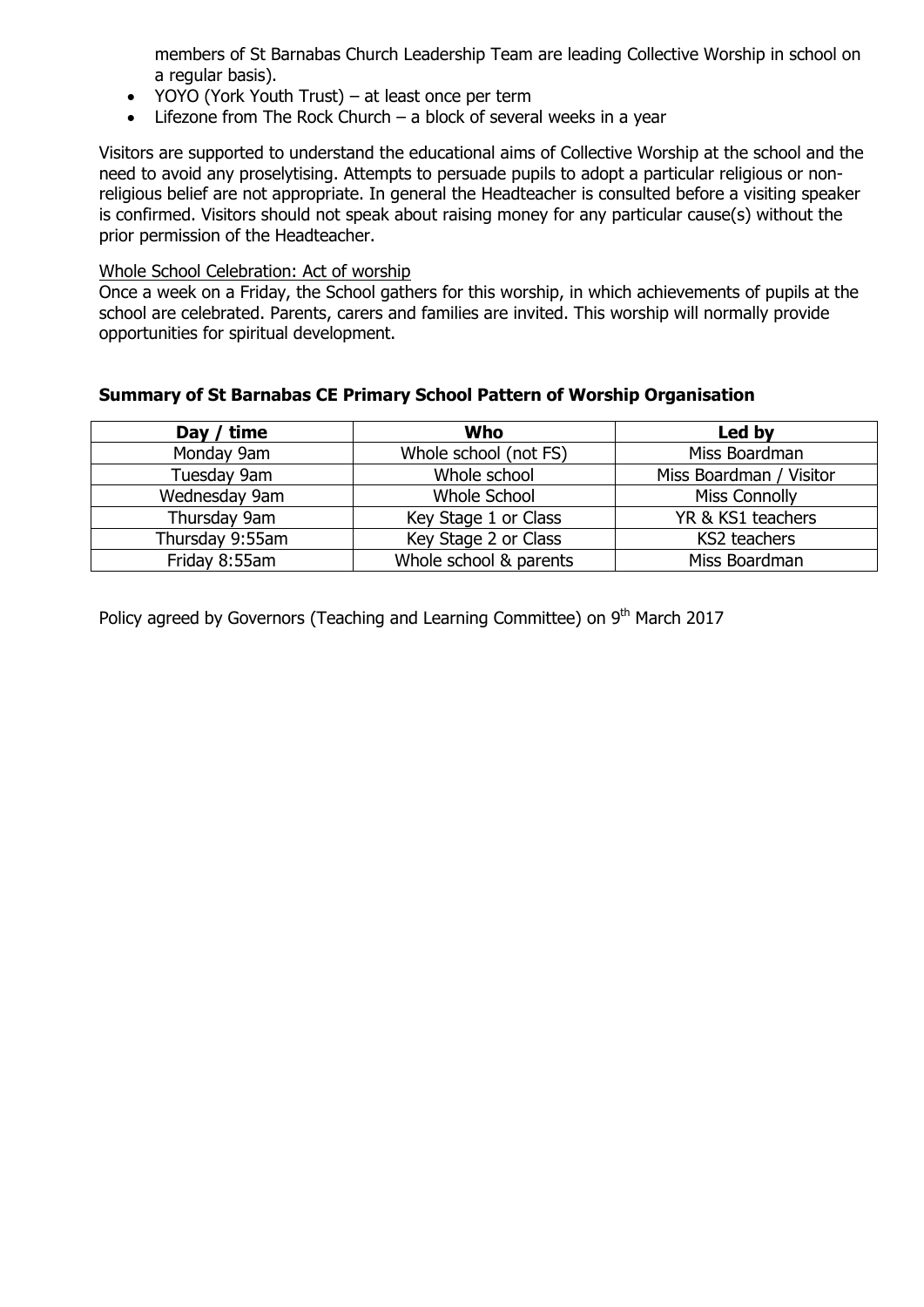members of St Barnabas Church Leadership Team are leading Collective Worship in school on a regular basis).

- YOYO (York Youth Trust) – at least once per term
- Lifezone from The Rock Church – a block of several weeks in a year

Visitors are supported to understand the educational aims of Collective Worship at the school and the need to avoid any proselytising. Attempts to persuade pupils to adopt a particular religious or non-religious belief are not appropriate. In general the Headteacher is consulted before a visiting speaker is confirmed. Visitors should not speak about raising money for any particular cause(s) without the prior permission of the Headteacher.

Whole School Celebration: Act of worship

Once a week on a Friday, the School gathers for this worship, in which achievements of pupils at the school are celebrated. Parents, carers and families are invited. This worship will normally provide opportunities for spiritual development.

**Summary of St Barnabas CE Primary School Pattern of Worship Organisation**

| Day / time | Who | Led by |
|---|---|---|
| Monday 9am | Whole school (not FS) | Miss Boardman |
| Tuesday 9am | Whole school | Miss Boardman / Visitor |
| Wednesday 9am | Whole School | Miss Connolly |
| Thursday 9am | Key Stage 1 or Class | YR & KS1 teachers |
| Thursday 9:55am | Key Stage 2 or Class | KS2 teachers |
| Friday 8:55am | Whole school & parents | Miss Boardman |

Policy agreed by Governors (Teaching and Learning Committee) on 9th March 2017